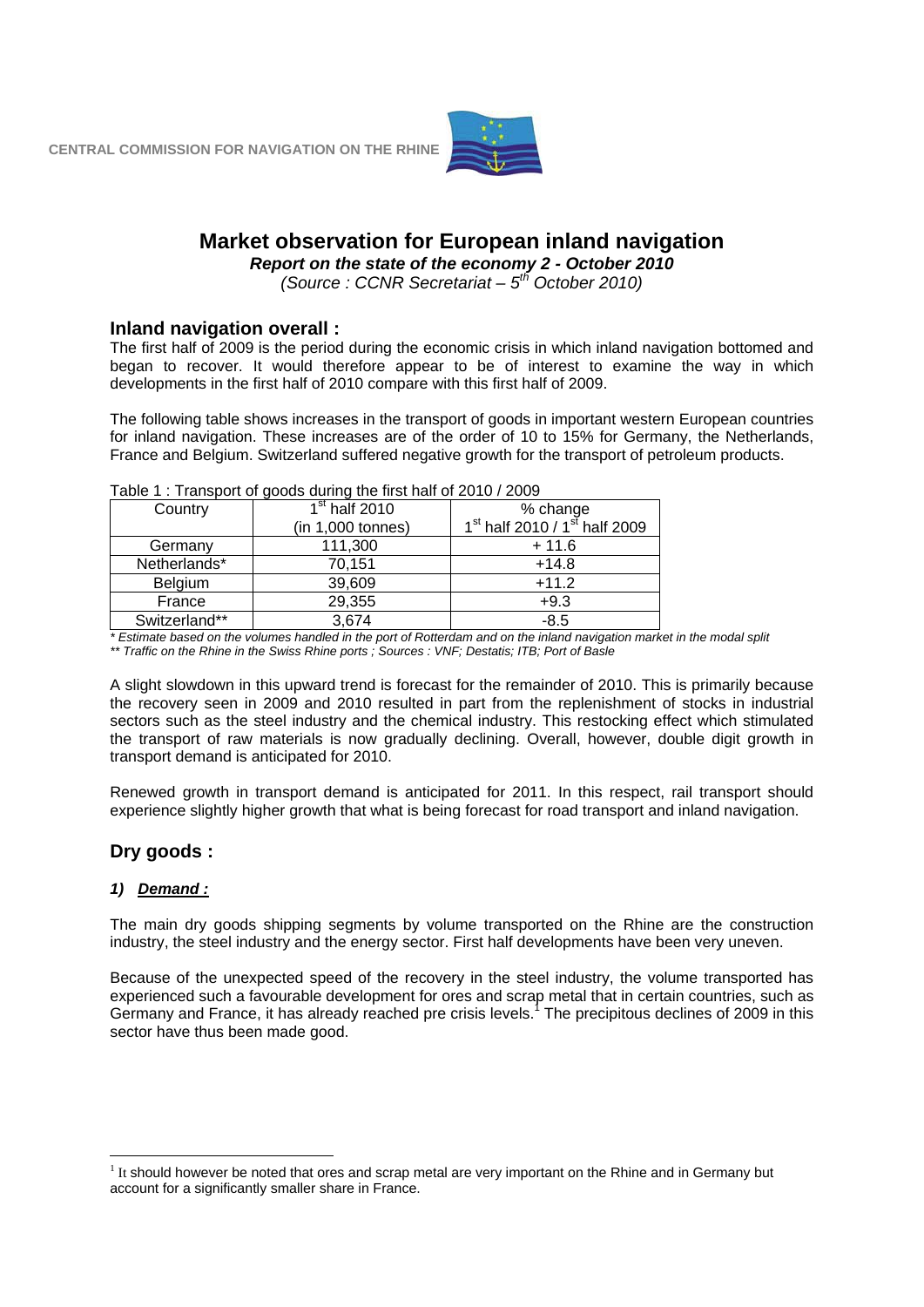CENTRAL COMMISSION FOR NAVIGATION ON THE RHINE

# Market observation for European inland navigation

***Report on the state of the economy 2 - October 2010***

*(Source : CCNR Secretariat – 5th October 2010)*

## Inland navigation overall :

The first half of 2009 is the period during the economic crisis in which inland navigation bottomed and began to recover. It would therefore appear to be of interest to examine the way in which developments in the first half of 2010 compare with this first half of 2009.

The following table shows increases in the transport of goods in important western European countries for inland navigation. These increases are of the order of 10 to 15% for Germany, the Netherlands, France and Belgium. Switzerland suffered negative growth for the transport of petroleum products.

Table 1 : Transport of goods during the first half of 2010 / 2009

| Country | 1st half 2010 (in 1,000 tonnes) | % change 1st half 2010 / 1st half 2009 |
|---|---|---|
| Germany | 111,300 | + 11.6 |
| Netherlands* | 70,151 | +14.8 |
| Belgium | 39,609 | +11.2 |
| France | 29,355 | +9.3 |
| Switzerland** | 3,674 | -8.5 |

*\* Estimate based on the volumes handled in the port of Rotterdam and on the inland navigation market in the modal split*

*\*\* Traffic on the Rhine in the Swiss Rhine ports ; Sources : VNF; Destatis; ITB; Port of Basle*

A slight slowdown in this upward trend is forecast for the remainder of 2010. This is primarily because the recovery seen in 2009 and 2010 resulted in part from the replenishment of stocks in industrial sectors such as the steel industry and the chemical industry. This restocking effect which stimulated the transport of raw materials is now gradually declining. Overall, however, double digit growth in transport demand is anticipated for 2010.

Renewed growth in transport demand is anticipated for 2011. In this respect, rail transport should experience slightly higher growth that what is being forecast for road transport and inland navigation.

## Dry goods :

### *1) Demand :*

The main dry goods shipping segments by volume transported on the Rhine are the construction industry, the steel industry and the energy sector. First half developments have been very uneven.

Because of the unexpected speed of the recovery in the steel industry, the volume transported has experienced such a favourable development for ores and scrap metal that in certain countries, such as Germany and France, it has already reached pre crisis levels.[1] The precipitous declines of 2009 in this sector have thus been made good.

[1] It should however be noted that ores and scrap metal are very important on the Rhine and in Germany but account for a significantly smaller share in France.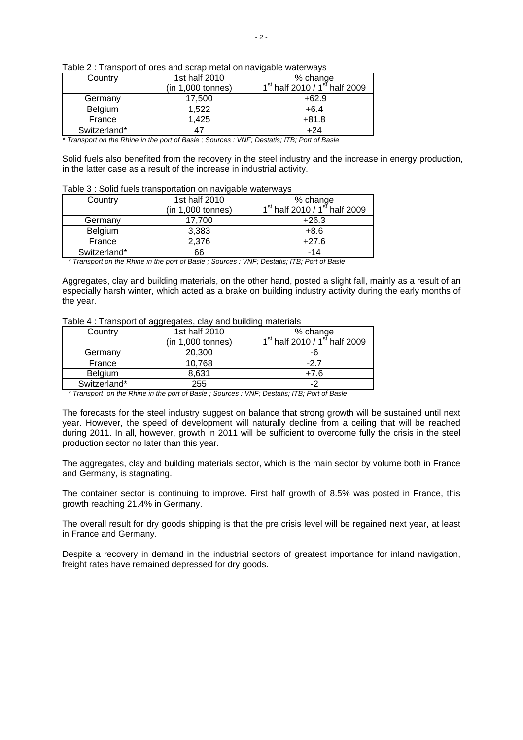Table 2 : Transport of ores and scrap metal on navigable waterways

| Country | 1st half 2010 (in 1,000 tonnes) | % change 1st half 2010 / 1st half 2009 |
|---|---|---|
| Germany | 17,500 | +62.9 |
| Belgium | 1,522 | +6.4 |
| France | 1,425 | +81.8 |
| Switzerland* | 47 | +24 |

*\* Transport on the Rhine in the port of Basle ; Sources : VNF; Destatis; ITB; Port of Basle*

Solid fuels also benefited from the recovery in the steel industry and the increase in energy production, in the latter case as a result of the increase in industrial activity.

Table 3 : Solid fuels transportation on navigable waterways

| Country | 1st half 2010 (in 1,000 tonnes) | % change 1st half 2010 / 1st half 2009 |
|---|---|---|
| Germany | 17,700 | +26.3 |
| Belgium | 3,383 | +8.6 |
| France | 2,376 | +27.6 |
| Switzerland* | 66 | -14 |

*\* Transport on the Rhine in the port of Basle ; Sources : VNF; Destatis; ITB; Port of Basle*

Aggregates, clay and building materials, on the other hand, posted a slight fall, mainly as a result of an especially harsh winter, which acted as a brake on building industry activity during the early months of the year.

Table 4 : Transport of aggregates, clay and building materials

| Country | 1st half 2010 (in 1,000 tonnes) | % change 1st half 2010 / 1st half 2009 |
|---|---|---|
| Germany | 20,300 | -6 |
| France | 10,768 | -2.7 |
| Belgium | 8,631 | +7.6 |
| Switzerland* | 255 | -2 |

*\* Transport on the Rhine in the port of Basle ; Sources : VNF; Destatis; ITB; Port of Basle*

The forecasts for the steel industry suggest on balance that strong growth will be sustained until next year. However, the speed of development will naturally decline from a ceiling that will be reached during 2011. In all, however, growth in 2011 will be sufficient to overcome fully the crisis in the steel production sector no later than this year.

The aggregates, clay and building materials sector, which is the main sector by volume both in France and Germany, is stagnating.

The container sector is continuing to improve. First half growth of 8.5% was posted in France, this growth reaching 21.4% in Germany.

The overall result for dry goods shipping is that the pre crisis level will be regained next year, at least in France and Germany.

Despite a recovery in demand in the industrial sectors of greatest importance for inland navigation, freight rates have remained depressed for dry goods.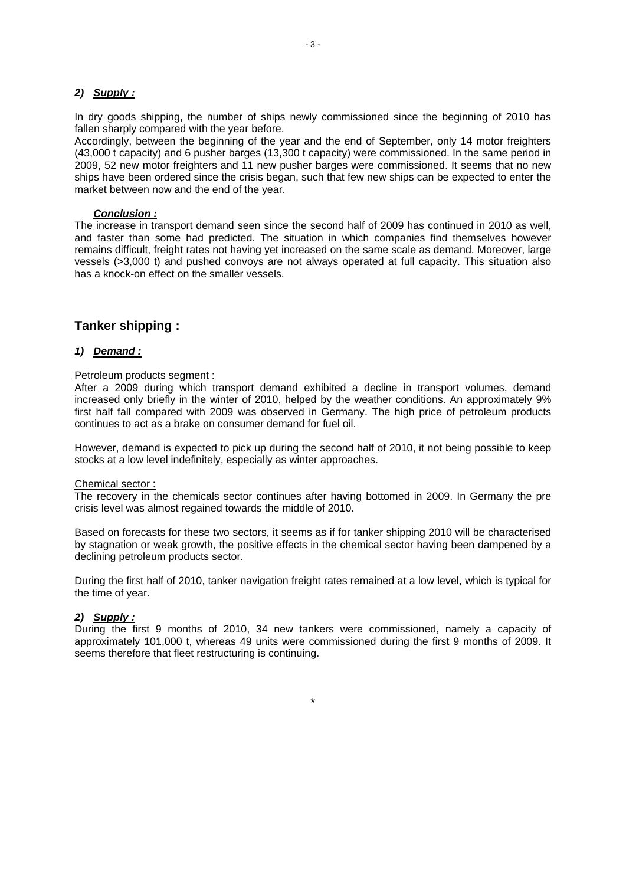### 2) ***Supply :***

In dry goods shipping, the number of ships newly commissioned since the beginning of 2010 has fallen sharply compared with the year before.

Accordingly, between the beginning of the year and the end of September, only 14 motor freighters (43,000 t capacity) and 6 pusher barges (13,300 t capacity) were commissioned. In the same period in 2009, 52 new motor freighters and 11 new pusher barges were commissioned. It seems that no new ships have been ordered since the crisis began, such that few new ships can be expected to enter the market between now and the end of the year.

***Conclusion :***

The increase in transport demand seen since the second half of 2009 has continued in 2010 as well, and faster than some had predicted. The situation in which companies find themselves however remains difficult, freight rates not having yet increased on the same scale as demand. Moreover, large vessels (>3,000 t) and pushed convoys are not always operated at full capacity. This situation also has a knock-on effect on the smaller vessels.

## Tanker shipping :

### 1) ***Demand :***

Petroleum products segment :

After a 2009 during which transport demand exhibited a decline in transport volumes, demand increased only briefly in the winter of 2010, helped by the weather conditions. An approximately 9% first half fall compared with 2009 was observed in Germany. The high price of petroleum products continues to act as a brake on consumer demand for fuel oil.

However, demand is expected to pick up during the second half of 2010, it not being possible to keep stocks at a low level indefinitely, especially as winter approaches.

Chemical sector :

The recovery in the chemicals sector continues after having bottomed in 2009. In Germany the pre crisis level was almost regained towards the middle of 2010.

Based on forecasts for these two sectors, it seems as if for tanker shipping 2010 will be characterised by stagnation or weak growth, the positive effects in the chemical sector having been dampened by a declining petroleum products sector.

During the first half of 2010, tanker navigation freight rates remained at a low level, which is typical for the time of year.

### 2) ***Supply :***

During the first 9 months of 2010, 34 new tankers were commissioned, namely a capacity of approximately 101,000 t, whereas 49 units were commissioned during the first 9 months of 2009. It seems therefore that fleet restructuring is continuing.

*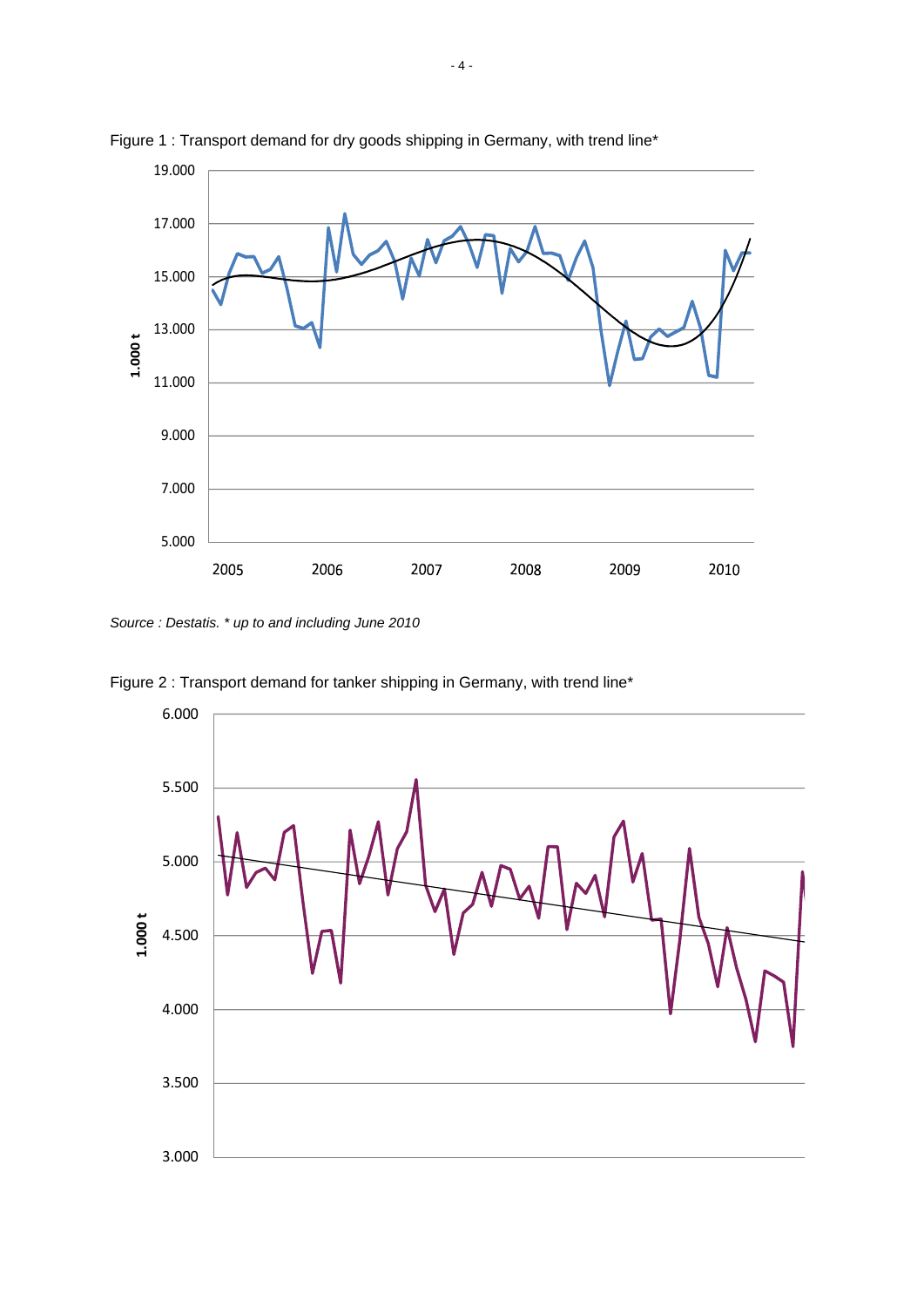Figure 1 : Transport demand for dry goods shipping in Germany, with trend line*

*Source : Destatis. * up to and including June 2010*

Figure 2 : Transport demand for tanker shipping in Germany, with trend line*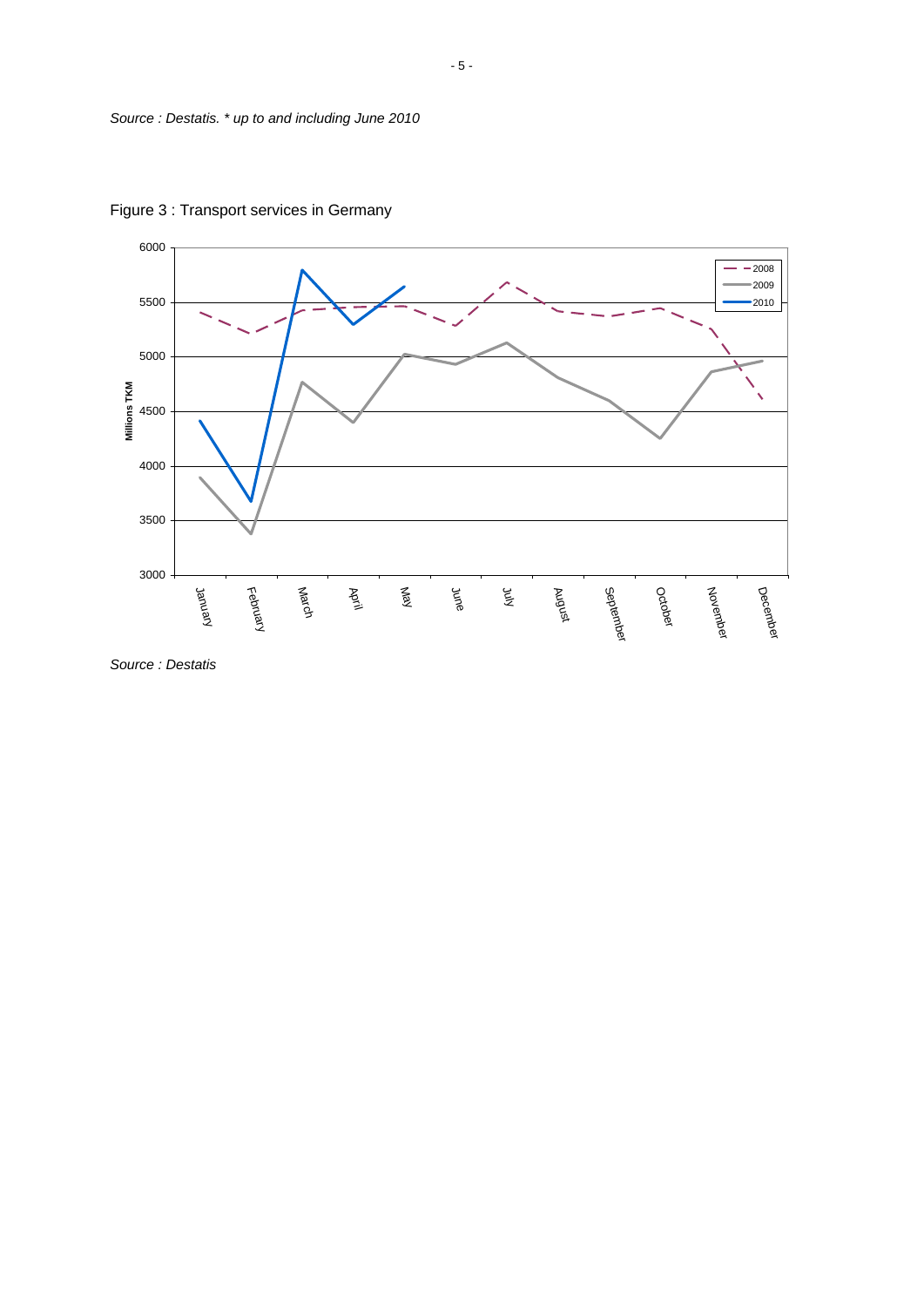*Source : Destatis. * up to and including June 2010*

Figure 3 : Transport services in Germany

*Source : Destatis*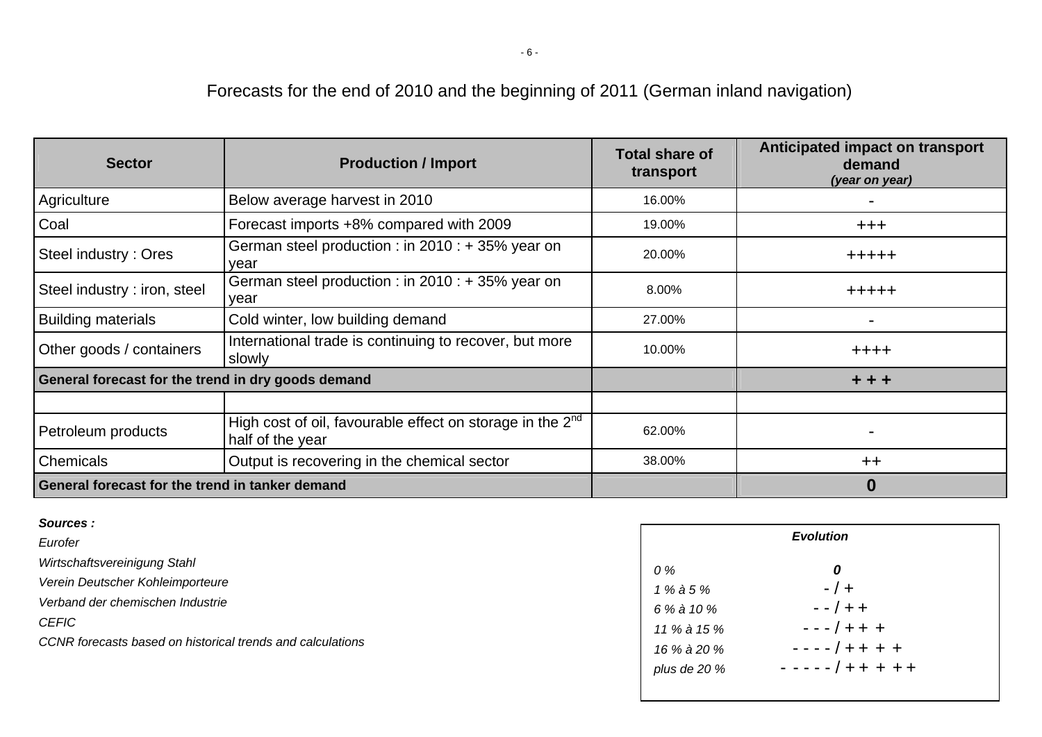# Forecasts for the end of 2010 and the beginning of 2011 (German inland navigation)

| Sector | Production / Import | Total share of transport | Anticipated impact on transport demand *(year on year)* |
|---|---|---|---|
| Agriculture | Below average harvest in 2010 | 16.00% | - |
| Coal | Forecast imports +8% compared with 2009 | 19.00% | +++ |
| Steel industry : Ores | German steel production : in 2010 : + 35% year on year | 20.00% | +++++ |
| Steel industry : iron, steel | German steel production : in 2010 : + 35% year on year | 8.00% | +++++ |
| Building materials | Cold winter, low building demand | 27.00% | - |
| Other goods / containers | International trade is continuing to recover, but more slowly | 10.00% | ++++ |
| **General forecast for the trend in dry goods demand** | | | **+ + +** |
| | | | |
| Petroleum products | High cost of oil, favourable effect on storage in the 2nd half of the year | 62.00% | - |
| Chemicals | Output is recovering in the chemical sector | 38.00% | ++ |
| **General forecast for the trend in tanker demand** | | | **0** |

***Sources :***

*Eurofer*

*Wirtschaftsvereinigung Stahl*

*Verein Deutscher Kohleimporteure*

*Verband der chemischen Industrie*

*CEFIC*

*CCNR forecasts based on historical trends and calculations*

| ***Evolution*** | |
|---|---|
| *0 %* | ***0*** |
| *1 % à 5 %* | - / + |
| *6 % à 10 %* | - - / + + |
| *11 % à 15 %* | - - - / + + + |
| *16 % à 20 %* | - - - - / + + + + |
| *plus de 20 %* | - - - - - / + + + + + |